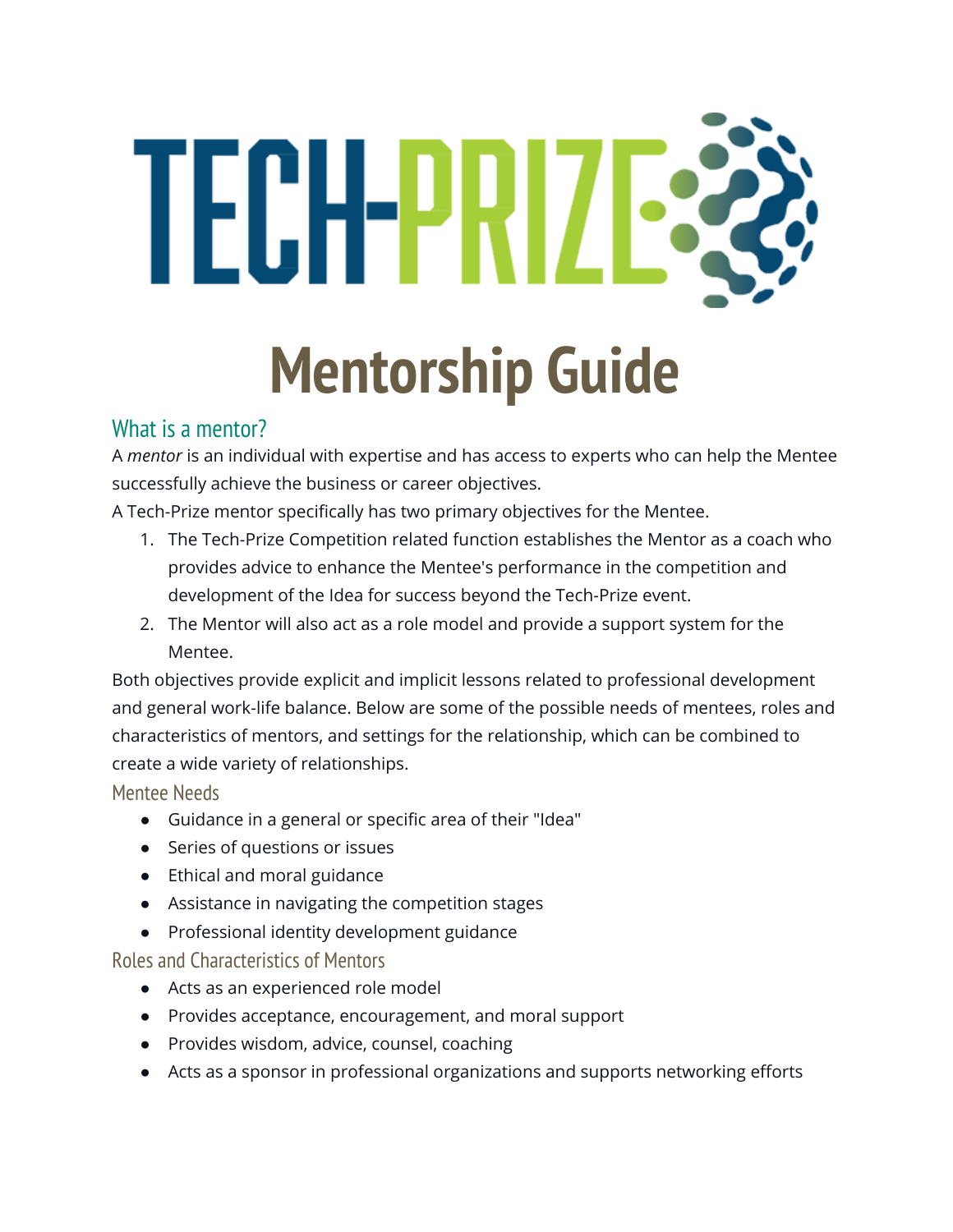# TECH-PRIZE

# Mentorship Guide

## What is a mentor?

A *mentor* is an individual with expertise and has access to experts who can help the Mentee successfully achieve the business or career objectives.

A Tech-Prize mentor specifically has two primary objectives for the Mentee.

1. The Tech-Prize Competition related function establishes the Mentor as a coach who provides advice to enhance the Mentee's performance in the competition and development of the Idea for success beyond the Tech-Prize event.
2. The Mentor will also act as a role model and provide a support system for the Mentee.

Both objectives provide explicit and implicit lessons related to professional development and general work-life balance. Below are some of the possible needs of mentees, roles and characteristics of mentors, and settings for the relationship, which can be combined to create a wide variety of relationships.

### Mentee Needs

- Guidance in a general or specific area of their "Idea"
- Series of questions or issues
- Ethical and moral guidance
- Assistance in navigating the competition stages
- Professional identity development guidance

### Roles and Characteristics of Mentors

- Acts as an experienced role model
- Provides acceptance, encouragement, and moral support
- Provides wisdom, advice, counsel, coaching
- Acts as a sponsor in professional organizations and supports networking efforts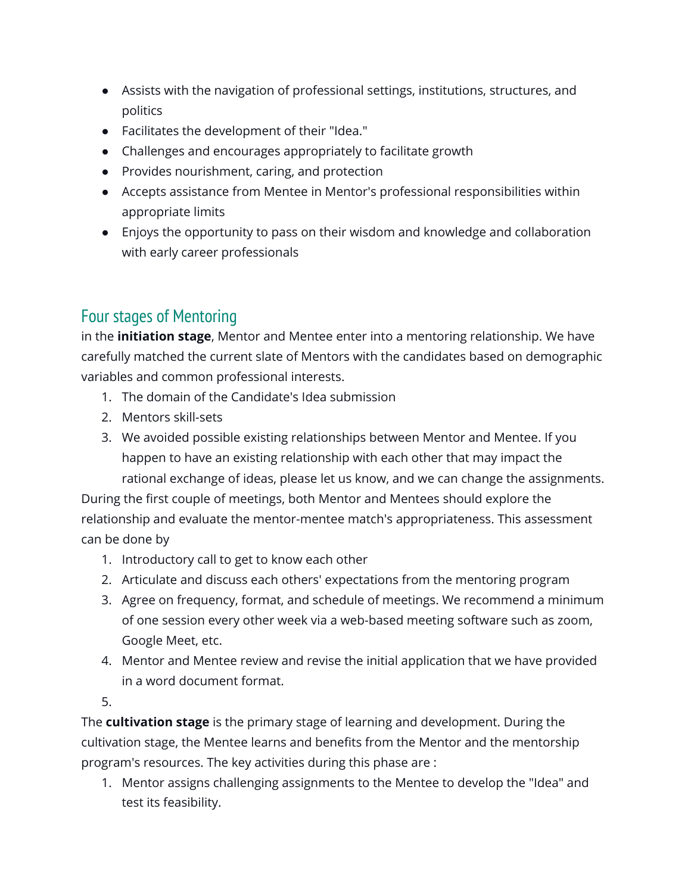- Assists with the navigation of professional settings, institutions, structures, and politics
- Facilitates the development of their "Idea."
- Challenges and encourages appropriately to facilitate growth
- Provides nourishment, caring, and protection
- Accepts assistance from Mentee in Mentor's professional responsibilities within appropriate limits
- Enjoys the opportunity to pass on their wisdom and knowledge and collaboration with early career professionals

## Four stages of Mentoring

in the **initiation stage**, Mentor and Mentee enter into a mentoring relationship. We have carefully matched the current slate of Mentors with the candidates based on demographic variables and common professional interests.

1. The domain of the Candidate's Idea submission
2. Mentors skill-sets
3. We avoided possible existing relationships between Mentor and Mentee. If you happen to have an existing relationship with each other that may impact the rational exchange of ideas, please let us know, and we can change the assignments.

During the first couple of meetings, both Mentor and Mentees should explore the relationship and evaluate the mentor-mentee match's appropriateness. This assessment can be done by

1. Introductory call to get to know each other
2. Articulate and discuss each others' expectations from the mentoring program
3. Agree on frequency, format, and schedule of meetings. We recommend a minimum of one session every other week via a web-based meeting software such as zoom, Google Meet, etc.
4. Mentor and Mentee review and revise the initial application that we have provided in a word document format.
5.

The **cultivation stage** is the primary stage of learning and development. During the cultivation stage, the Mentee learns and benefits from the Mentor and the mentorship program's resources. The key activities during this phase are :

1. Mentor assigns challenging assignments to the Mentee to develop the "Idea" and test its feasibility.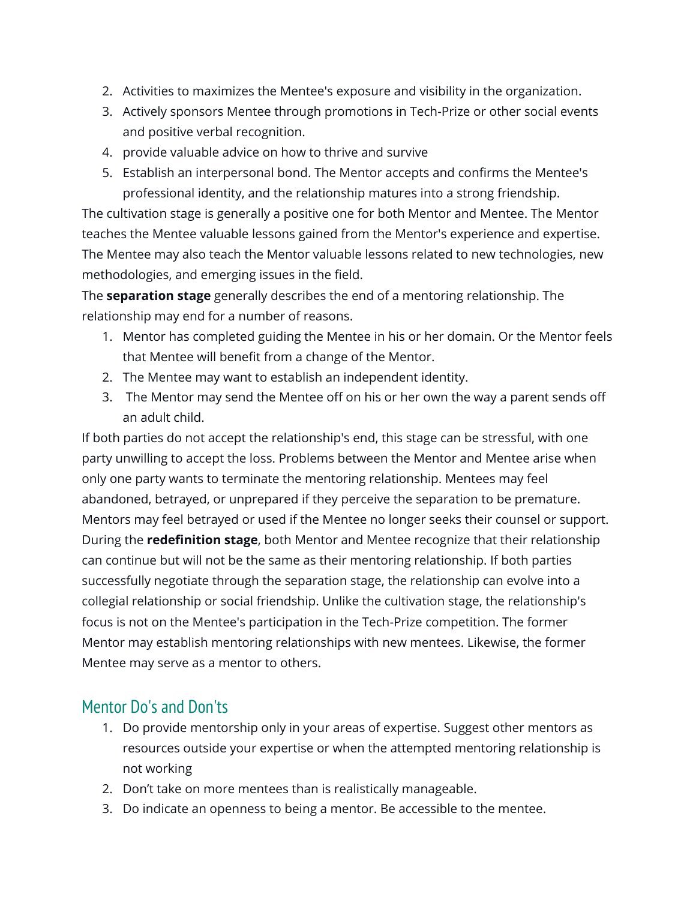2. Activities to maximizes the Mentee's exposure and visibility in the organization.
3. Actively sponsors Mentee through promotions in Tech-Prize or other social events and positive verbal recognition.
4. provide valuable advice on how to thrive and survive
5. Establish an interpersonal bond. The Mentor accepts and confirms the Mentee's professional identity, and the relationship matures into a strong friendship.

The cultivation stage is generally a positive one for both Mentor and Mentee. The Mentor teaches the Mentee valuable lessons gained from the Mentor's experience and expertise. The Mentee may also teach the Mentor valuable lessons related to new technologies, new methodologies, and emerging issues in the field.

The **separation stage** generally describes the end of a mentoring relationship. The relationship may end for a number of reasons.

1. Mentor has completed guiding the Mentee in his or her domain. Or the Mentor feels that Mentee will benefit from a change of the Mentor.
2. The Mentee may want to establish an independent identity.
3. The Mentor may send the Mentee off on his or her own the way a parent sends off an adult child.

If both parties do not accept the relationship's end, this stage can be stressful, with one party unwilling to accept the loss. Problems between the Mentor and Mentee arise when only one party wants to terminate the mentoring relationship. Mentees may feel abandoned, betrayed, or unprepared if they perceive the separation to be premature. Mentors may feel betrayed or used if the Mentee no longer seeks their counsel or support.

During the **redefinition stage**, both Mentor and Mentee recognize that their relationship can continue but will not be the same as their mentoring relationship. If both parties successfully negotiate through the separation stage, the relationship can evolve into a collegial relationship or social friendship. Unlike the cultivation stage, the relationship's focus is not on the Mentee's participation in the Tech-Prize competition. The former Mentor may establish mentoring relationships with new mentees. Likewise, the former Mentee may serve as a mentor to others.

## Mentor Do's and Don'ts

1. Do provide mentorship only in your areas of expertise. Suggest other mentors as resources outside your expertise or when the attempted mentoring relationship is not working
2. Don't take on more mentees than is realistically manageable.
3. Do indicate an openness to being a mentor. Be accessible to the mentee.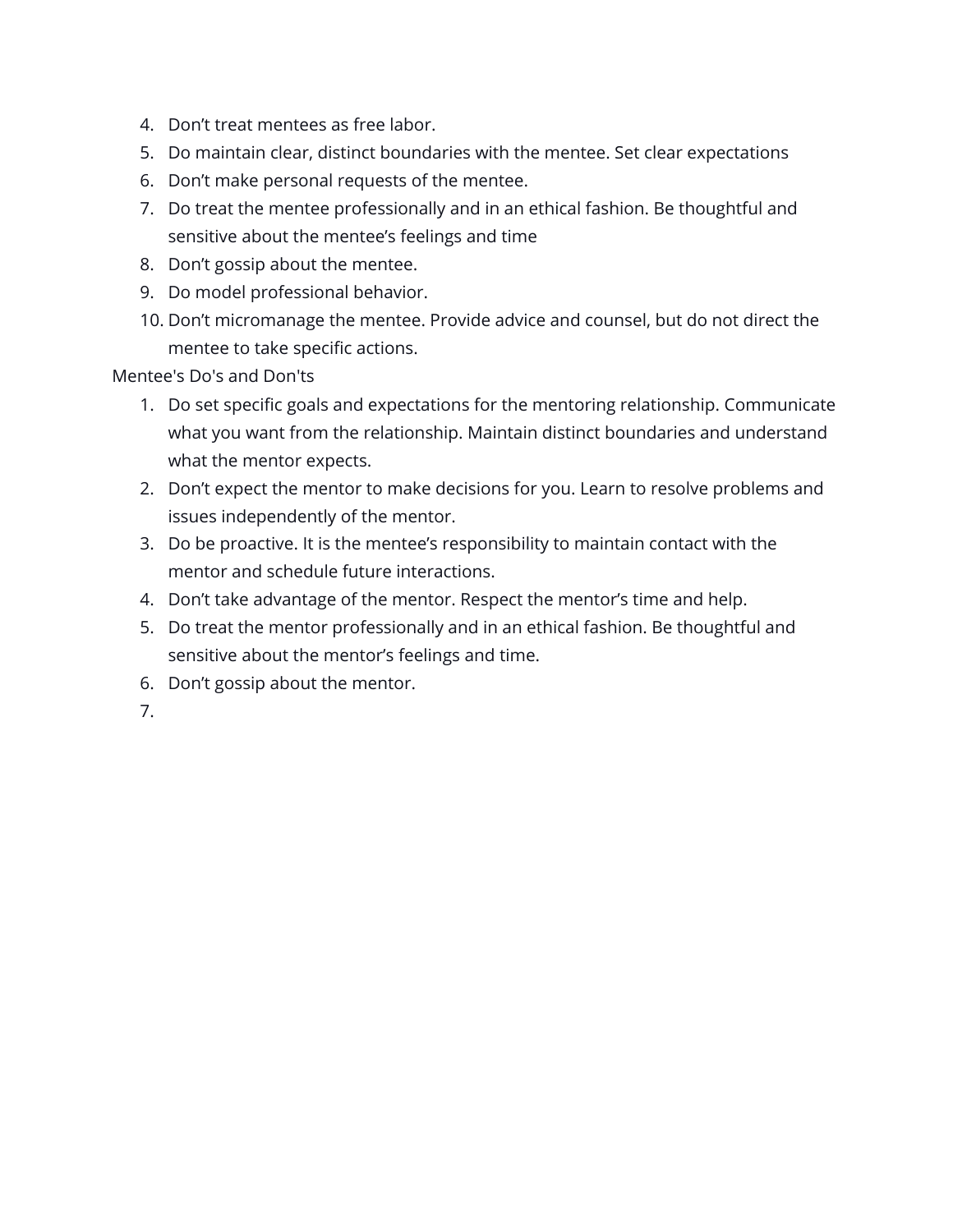4. Don't treat mentees as free labor.
5. Do maintain clear, distinct boundaries with the mentee. Set clear expectations
6. Don't make personal requests of the mentee.
7. Do treat the mentee professionally and in an ethical fashion. Be thoughtful and sensitive about the mentee's feelings and time
8. Don't gossip about the mentee.
9. Do model professional behavior.
10. Don't micromanage the mentee. Provide advice and counsel, but do not direct the mentee to take specific actions.

Mentee's Do's and Don'ts

1. Do set specific goals and expectations for the mentoring relationship. Communicate what you want from the relationship. Maintain distinct boundaries and understand what the mentor expects.
2. Don't expect the mentor to make decisions for you. Learn to resolve problems and issues independently of the mentor.
3. Do be proactive. It is the mentee's responsibility to maintain contact with the mentor and schedule future interactions.
4. Don't take advantage of the mentor. Respect the mentor's time and help.
5. Do treat the mentor professionally and in an ethical fashion. Be thoughtful and sensitive about the mentor's feelings and time.
6. Don't gossip about the mentor.
7.